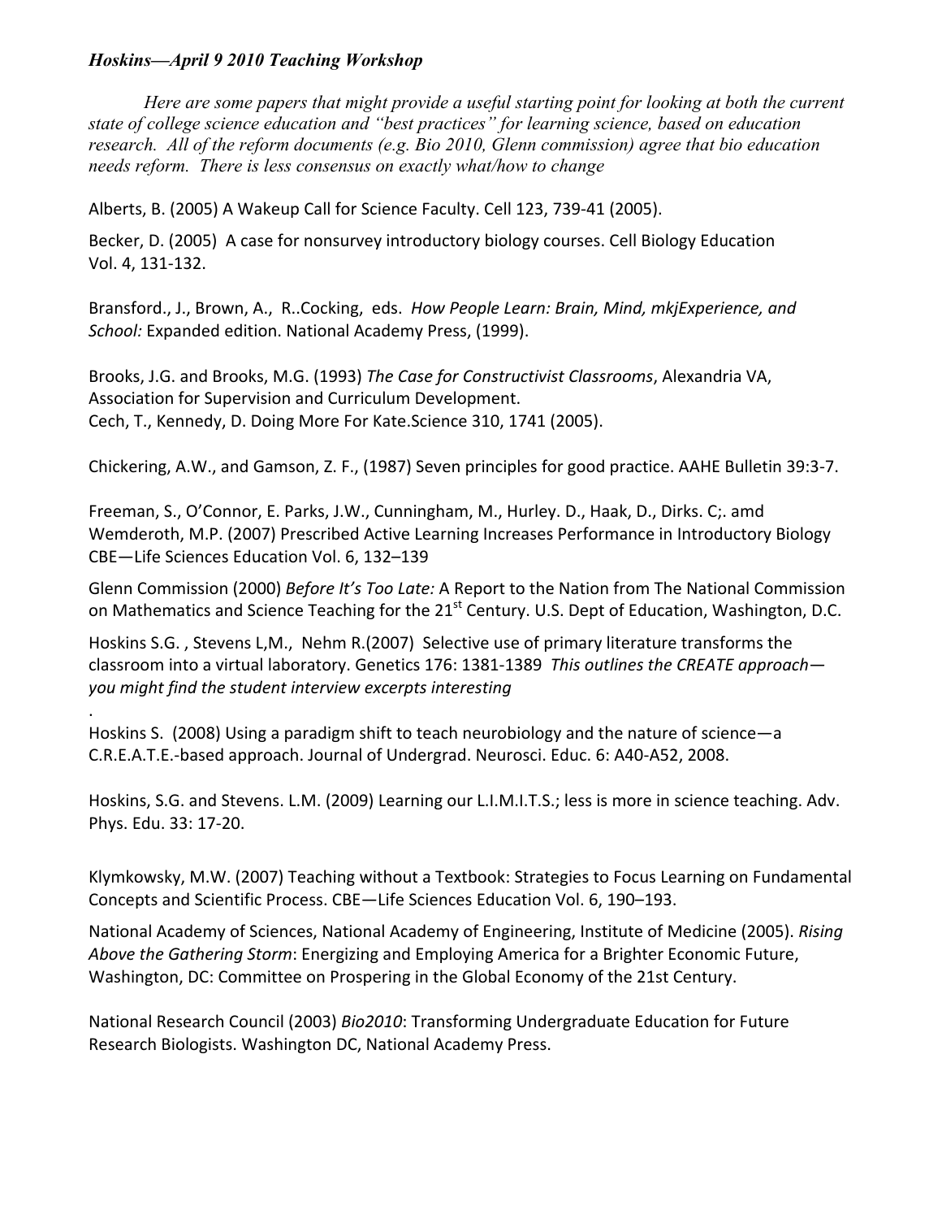***Hoskins—April 9 2010 Teaching Workshop***

*Here are some papers that might provide a useful starting point for looking at both the current state of college science education and "best practices" for learning science, based on education research. All of the reform documents (e.g. Bio 2010, Glenn commission) agree that bio education needs reform. There is less consensus on exactly what/how to change*

Alberts, B. (2005) A Wakeup Call for Science Faculty. Cell 123, 739-41 (2005).

Becker, D. (2005) A case for nonsurvey introductory biology courses. Cell Biology Education Vol. 4, 131-132.

Bransford., J., Brown, A., R..Cocking, eds. *How People Learn: Brain, Mind, mkjExperience, and School:* Expanded edition. National Academy Press, (1999).

Brooks, J.G. and Brooks, M.G. (1993) *The Case for Constructivist Classrooms*, Alexandria VA, Association for Supervision and Curriculum Development.
Cech, T., Kennedy, D. Doing More For Kate.Science 310, 1741 (2005).

Chickering, A.W., and Gamson, Z. F., (1987) Seven principles for good practice. AAHE Bulletin 39:3-7.

Freeman, S., O'Connor, E. Parks, J.W., Cunningham, M., Hurley. D., Haak, D., Dirks. C;. amd Wemderoth, M.P. (2007) Prescribed Active Learning Increases Performance in Introductory Biology CBE—Life Sciences Education Vol. 6, 132–139

Glenn Commission (2000) *Before It's Too Late:* A Report to the Nation from The National Commission on Mathematics and Science Teaching for the 21st Century. U.S. Dept of Education, Washington, D.C.

Hoskins S.G. , Stevens L,M., Nehm R.(2007) Selective use of primary literature transforms the classroom into a virtual laboratory. Genetics 176: 1381-1389 *This outlines the CREATE approach—you might find the student interview excerpts interesting*

.
Hoskins S. (2008) Using a paradigm shift to teach neurobiology and the nature of science—a C.R.E.A.T.E.-based approach. Journal of Undergrad. Neurosci. Educ. 6: A40-A52, 2008.

Hoskins, S.G. and Stevens. L.M. (2009) Learning our L.I.M.I.T.S.; less is more in science teaching. Adv. Phys. Edu. 33: 17-20.

Klymkowsky, M.W. (2007) Teaching without a Textbook: Strategies to Focus Learning on Fundamental Concepts and Scientific Process. CBE—Life Sciences Education Vol. 6, 190–193.

National Academy of Sciences, National Academy of Engineering, Institute of Medicine (2005). *Rising Above the Gathering Storm*: Energizing and Employing America for a Brighter Economic Future, Washington, DC: Committee on Prospering in the Global Economy of the 21st Century.

National Research Council (2003) *Bio2010*: Transforming Undergraduate Education for Future Research Biologists. Washington DC, National Academy Press.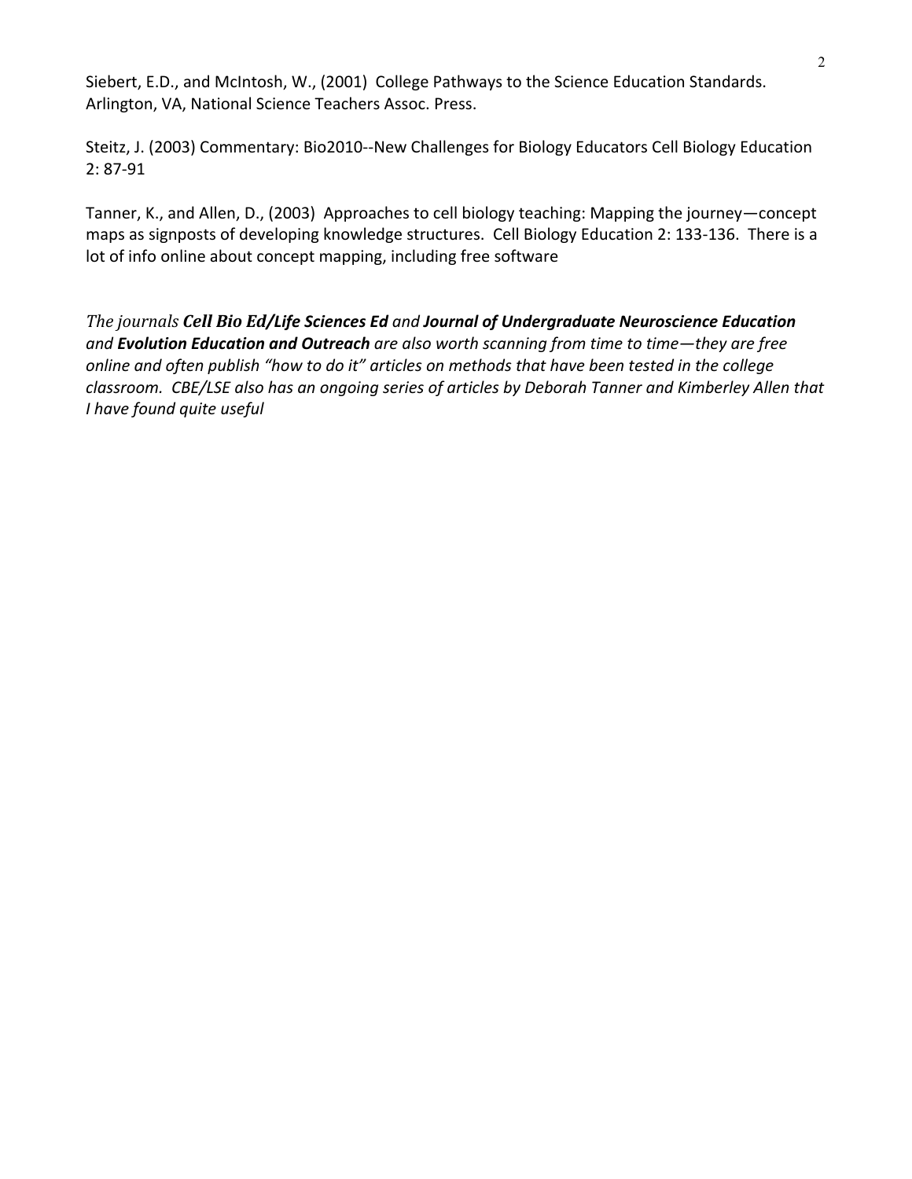Siebert, E.D., and McIntosh, W., (2001) College Pathways to the Science Education Standards. Arlington, VA, National Science Teachers Assoc. Press.

Steitz, J. (2003) Commentary: Bio2010--New Challenges for Biology Educators Cell Biology Education 2: 87-91

Tanner, K., and Allen, D., (2003) Approaches to cell biology teaching: Mapping the journey—concept maps as signposts of developing knowledge structures. Cell Biology Education 2: 133-136. There is a lot of info online about concept mapping, including free software

*The journals* ***Cell Bio Ed/Life Sciences Ed*** *and* ***Journal of Undergraduate Neuroscience Education*** *and* ***Evolution Education and Outreach*** *are also worth scanning from time to time—they are free online and often publish "how to do it" articles on methods that have been tested in the college classroom. CBE/LSE also has an ongoing series of articles by Deborah Tanner and Kimberley Allen that I have found quite useful*